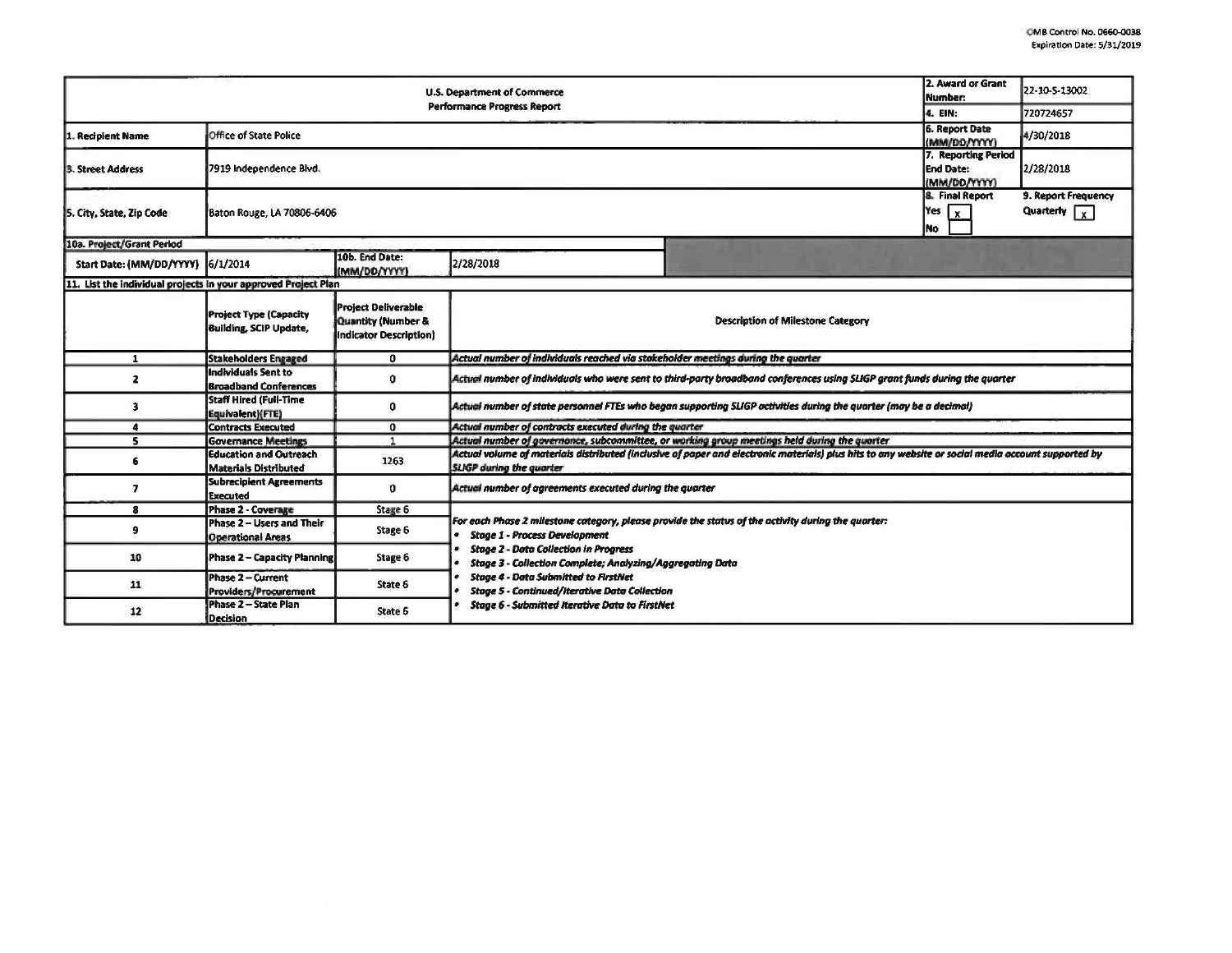OMB Control No. 0660-0038
Expiration Date: 5/31/2019

| U.S. Department of Commerce<br>Performance Progress Report | | | | 2. Award or Grant Number: | 22-10-S-13002 |
|---|---|---|---|---|---|
| | | | | 4. EIN: | 720724657 |
| 1. Recipient Name | Office of State Police | | | 6. Report Date (MM/DD/YYYY) | 4/30/2018 |
| 3. Street Address | 7919 Independence Blvd. | | | 7. Reporting Period End Date: (MM/DD/YYYY) | 2/28/2018 |
| 5. City, State, Zip Code | Baton Rouge, LA 70806-6406 | | | 8. Final Report<br>Yes [x]<br>No [ ] | 9. Report Frequency<br>Quarterly [x] |
| 10a. Project/Grant Period | | | | | |
| Start Date: (MM/DD/YYYY) | 6/1/2014 | 10b. End Date: (MM/DD/YYYY) | 2/28/2018 | | |

11. List the individual projects in your approved Project Plan

| | Project Type (Capacity Building, SCIP Update, | Project Deliverable Quantity (Number & Indicator Description) | Description of Milestone Category |
|---|---|---|---|
| 1 | Stakeholders Engaged | 0 | *Actual number of individuals reached via stakeholder meetings during the quarter* |
| 2 | Individuals Sent to Broadband Conferences | 0 | *Actual number of individuals who were sent to third-party broadband conferences using SLIGP grant funds during the quarter* |
| 3 | Staff Hired (Full-Time Equivalent)(FTE) | 0 | *Actual number of state personnel FTEs who began supporting SLIGP activities during the quarter (may be a decimal)* |
| 4 | Contracts Executed | 0 | *Actual number of contracts executed during the quarter* |
| 5 | Governance Meetings | 1 | *Actual number of governance, subcommittee, or working group meetings held during the quarter* |
| 6 | Education and Outreach Materials Distributed | 1263 | *Actual volume of materials distributed (inclusive of paper and electronic materials) plus hits to any website or social media account supported by SLIGP during the quarter* |
| 7 | Subrecipient Agreements Executed | 0 | *Actual number of agreements executed during the quarter* |
| 8 | Phase 2 - Coverage | Stage 6 | *For each Phase 2 milestone category, please provide the status of the activity during the quarter:*<br>• *Stage 1 - Process Development*<br>• *Stage 2 - Data Collection in Progress*<br>• *Stage 3 - Collection Complete; Analyzing/Aggregating Data*<br>• *Stage 4 - Data Submitted to FirstNet*<br>• *Stage 5 - Continued/Iterative Data Collection*<br>• *Stage 6 - Submitted Iterative Data to FirstNet* |
| 9 | Phase 2 – Users and Their Operational Areas | Stage 6 | |
| 10 | Phase 2 – Capacity Planning | Stage 6 | |
| 11 | Phase 2 – Current Providers/Procurement | State 6 | |
| 12 | Phase 2 – State Plan Decision | State 6 | |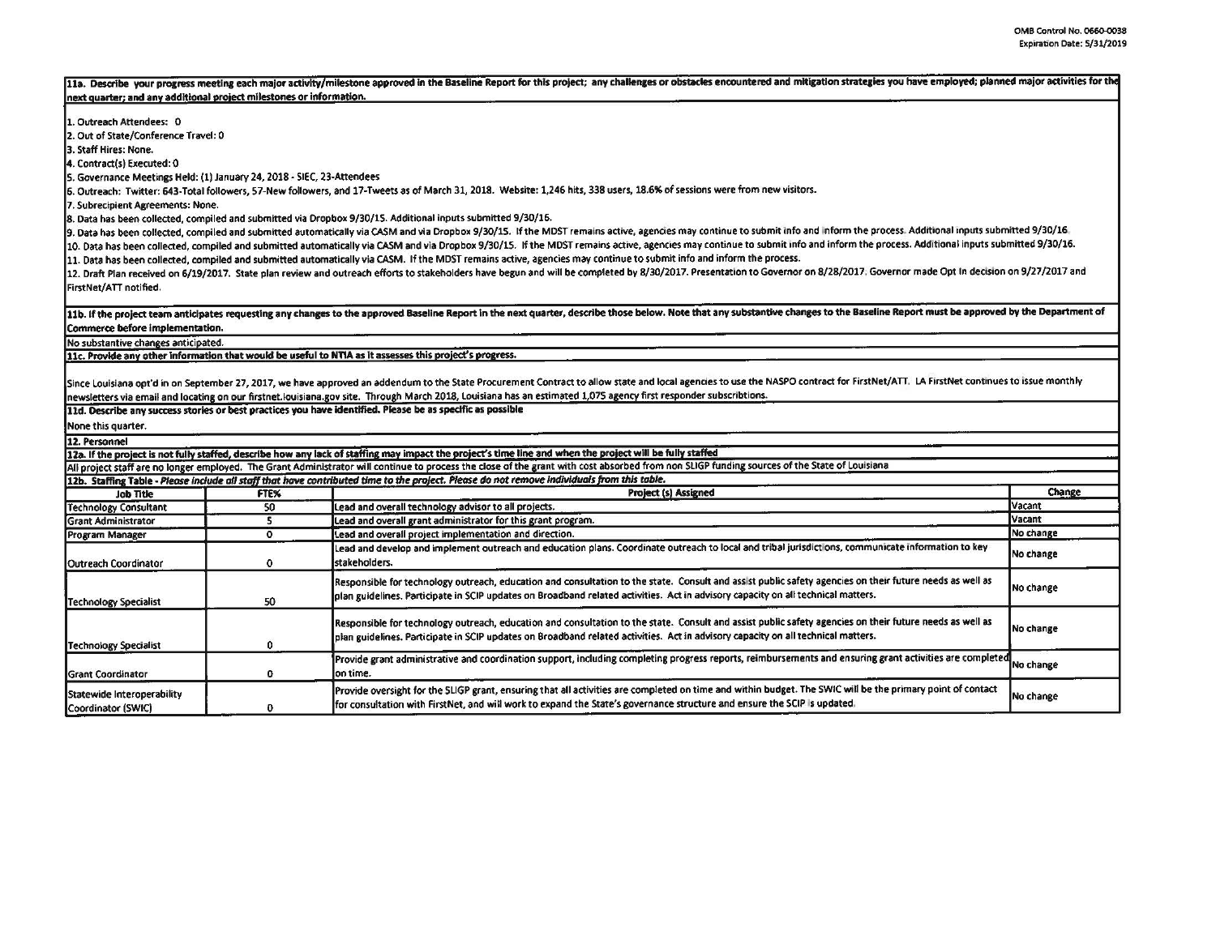OMB Control No. 0660-0038
Expiration Date: 5/31/2019

**11a. Describe your progress meeting each major activity/milestone approved in the Baseline Report for this project; any challenges or obstacles encountered and mitigation strategies you have employed; planned major activities for the next quarter; and any additional project milestones or information.**

1. Outreach Attendees: 0
2. Out of State/Conference Travel: 0
3. Staff Hires: None.
4. Contract(s) Executed: 0
5. Governance Meetings Held: (1) January 24, 2018 - SIEC, 23-Attendees
6. Outreach: Twitter: 643-Total followers, 57-New followers, and 17-Tweets as of March 31, 2018. Website: 1,246 hits, 338 users, 18.6% of sessions were from new visitors.
7. Subrecipient Agreements: None.
8. Data has been collected, compiled and submitted via Dropbox 9/30/15. Additional inputs submitted 9/30/16.
9. Data has been collected, compiled and submitted automatically via CASM and via Dropbox 9/30/15. If the MDST remains active, agencies may continue to submit info and inform the process. Additional inputs submitted 9/30/16.
10. Data has been collected, compiled and submitted automatically via CASM and via Dropbox 9/30/15. If the MDST remains active, agencies may continue to submit info and inform the process. Additional inputs submitted 9/30/16.
11. Data has been collected, compiled and submitted automatically via CASM. If the MDST remains active, agencies may continue to submit info and inform the process.
12. Draft Plan received on 6/19/2017. State plan review and outreach efforts to stakeholders have begun and will be completed by 8/30/2017. Presentation to Governor on 8/28/2017. Governor made Opt In decision on 9/27/2017 and FirstNet/ATT notified.

**11b. If the project team anticipates requesting any changes to the approved Baseline Report in the next quarter, describe those below. Note that any substantive changes to the Baseline Report must be approved by the Department of Commerce before implementation.**

No substantive changes anticipated.

**11c. Provide any other information that would be useful to NTIA as it assesses this project's progress.**

Since Louisiana opt'd in on September 27, 2017, we have approved an addendum to the State Procurement Contract to allow state and local agencies to use the NASPO contract for FirstNet/ATT. LA FirstNet continues to issue monthly newsletters via email and locating on our firstnet.louisiana.gov site. Through March 2018, Louisiana has an estimated 1,075 agency first responder subscribtions.

**11d. Describe any success stories or best practices you have identified. Please be as specific as possible**

None this quarter.

**12. Personnel**

**12a. If the project is not fully staffed, describe how any lack of staffing may impact the project's time line and when the project will be fully staffed**

All project staff are no longer employed. The Grant Administrator will continue to process the close of the grant with cost absorbed from non SLIGP funding sources of the State of Louisiana

**12b. Staffing Table** - *Please include all staff that have contributed time to the project. Please do not remove individuals from this table.*

| Job Title | FTE% | Project (s) Assigned | Change |
|---|---|---|---|
| Technology Consultant | 50 | Lead and overall technology advisor to all projects. | Vacant |
| Grant Administrator | 5 | Lead and overall grant administrator for this grant program. | Vacant |
| Program Manager | 0 | Lead and overall project implementation and direction. | No change |
| Outreach Coordinator | 0 | Lead and develop and implement outreach and education plans. Coordinate outreach to local and tribal jurisdictions, communicate information to key stakeholders. | No change |
| Technology Specialist | 50 | Responsible for technology outreach, education and consultation to the state. Consult and assist public safety agencies on their future needs as well as plan guidelines. Participate in SCIP updates on Broadband related activities. Act in advisory capacity on all technical matters. | No change |
| Technology Specialist | 0 | Responsible for technology outreach, education and consultation to the state. Consult and assist public safety agencies on their future needs as well as plan guidelines. Participate in SCIP updates on Broadband related activities. Act in advisory capacity on all technical matters. | No change |
| Grant Coordinator | 0 | Provide grant administrative and coordination support, including completing progress reports, reimbursements and ensuring grant activities are completed on time. | No change |
| Statewide Interoperability Coordinator (SWIC) | 0 | Provide oversight for the SLIGP grant, ensuring that all activities are completed on time and within budget. The SWIC will be the primary point of contact for consultation with FirstNet, and will work to expand the State's governance structure and ensure the SCIP is updated. | No change |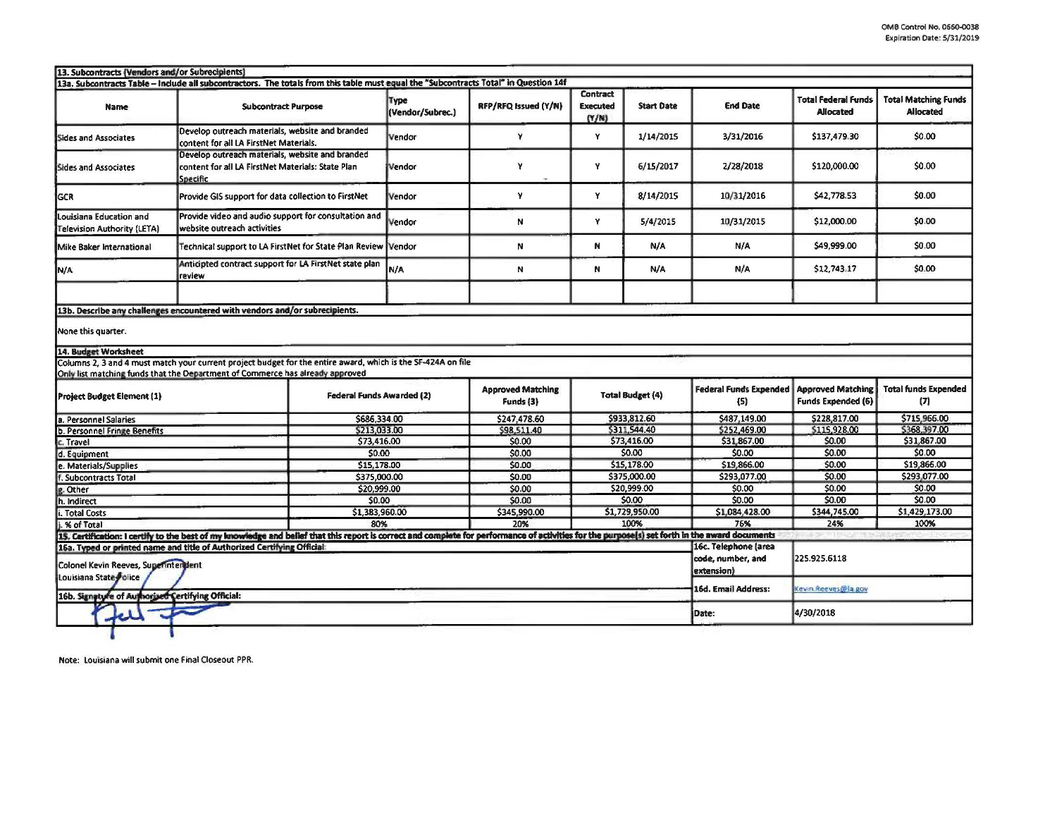OMB Control No. 0660-0038
Expiration Date: 5/31/2019

## 13. Subcontracts (Vendors and/or Subrecipients)

**13a. Subcontracts Table – Include all subcontractors. The totals from this table must equal the "Subcontracts Total" in Question 14f**

| Name | Subcontract Purpose | Type (Vendor/Subrec.) | RFP/RFQ Issued (Y/N) | Contract Executed (Y/N) | Start Date | End Date | Total Federal Funds Allocated | Total Matching Funds Allocated |
|---|---|---|---|---|---|---|---|---|
| Sides and Associates | Develop outreach materials, website and branded content for all LA FirstNet Materials. | Vendor | Y | Y | 1/14/2015 | 3/31/2016 | $137,479.30 | $0.00 |
| Sides and Associates | Develop outreach materials, website and branded content for all LA FirstNet Materials: State Plan Specific | Vendor | Y | Y | 6/15/2017 | 2/28/2018 | $120,000.00 | $0.00 |
| GCR | Provide GIS support for data collection to FirstNet | Vendor | Y | Y | 8/14/2015 | 10/31/2016 | $42,778.53 | $0.00 |
| Louisiana Education and Television Authority (LETA) | Provide video and audio support for consultation and website outreach activities | Vendor | N | Y | 5/4/2015 | 10/31/2015 | $12,000.00 | $0.00 |
| Mike Baker International | Technical support to LA FirstNet for State Plan Review | Vendor | N | N | N/A | N/A | $49,999.00 | $0.00 |
| N/A | Anticipted contract support for LA FirstNet state plan review | N/A | N | N | N/A | N/A | $12,743.17 | $0.00 |
| | | | | | | | | |

**13b. Describe any challenges encountered with vendors and/or subrecipients.**

None this quarter.

## 14. Budget Worksheet

Columns 2, 3 and 4 must match your current project budget for the entire award, which is the SF-424A on file
Only list matching funds that the Department of Commerce has already approved

| Project Budget Element (1) | Federal Funds Awarded (2) | Approved Matching Funds (3) | Total Budget (4) | Federal Funds Expended (5) | Approved Matching Funds Expended (6) | Total funds Expended (7) |
|---|---|---|---|---|---|---|
| a. Personnel Salaries | $686,334.00 | $247,478.60 | $933,812.60 | $487,149.00 | $228,817.00 | $715,966.00 |
| b. Personnel Fringe Benefits | $213,033.00 | $98,511.40 | $311,544.40 | $252,469.00 | $115,928.00 | $368,397.00 |
| c. Travel | $73,416.00 | $0.00 | $73,416.00 | $31,867.00 | $0.00 | $31,867.00 |
| d. Equipment | $0.00 | $0.00 | $0.00 | $0.00 | $0.00 | $0.00 |
| e. Materials/Supplies | $15,178.00 | $0.00 | $15,178.00 | $19,866.00 | $0.00 | $19,866.00 |
| f. Subcontracts Total | $375,000.00 | $0.00 | $375,000.00 | $293,077.00 | $0.00 | $293,077.00 |
| g. Other | $20,999.00 | $0.00 | $20,999.00 | $0.00 | $0.00 | $0.00 |
| h. Indirect | $0.00 | $0.00 | $0.00 | $0.00 | $0.00 | $0.00 |
| i. Total Costs | $1,383,960.00 | $345,990.00 | $1,729,950.00 | $1,084,428.00 | $344,745.00 | $1,429,173.00 |
| j. % of Total | 80% | 20% | 100% | 76% | 24% | 100% |

**15. Certification: I certify to the best of my knowledge and belief that this report is correct and complete for performance of activities for the purpose(s) set forth in the award documents**

| | | |
|---|---|---|
| **16a. Typed or printed name and title of Authorized Certifying Official:** Colonel Kevin Reeves, Superintendent, Louisiana State Police | **16c. Telephone (area code, number, and extension)** | 225.925.6118 |
| **16b. Signature of Authorized Certifying Official:** | **16d. Email Address:** | Kevin.Reeves@la.gov |
| | **Date:** | 4/30/2018 |

Note: Louisiana will submit one Final Closeout PPR.